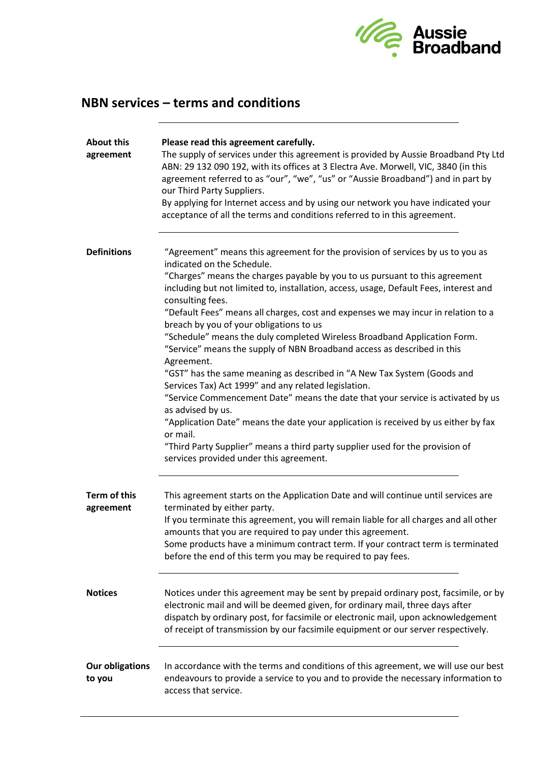Aussie Broadband

# NBN services – terms and conditions

## About this agreement

**Please read this agreement carefully.**

The supply of services under this agreement is provided by Aussie Broadband Pty Ltd ABN: 29 132 090 192, with its offices at 3 Electra Ave. Morwell, VIC, 3840 (in this agreement referred to as "our", "we", "us" or "Aussie Broadband") and in part by our Third Party Suppliers.

By applying for Internet access and by using our network you have indicated your acceptance of all the terms and conditions referred to in this agreement.

## Definitions

"Agreement" means this agreement for the provision of services by us to you as indicated on the Schedule.

"Charges" means the charges payable by you to us pursuant to this agreement including but not limited to, installation, access, usage, Default Fees, interest and consulting fees.

"Default Fees" means all charges, cost and expenses we may incur in relation to a breach by you of your obligations to us

"Schedule" means the duly completed Wireless Broadband Application Form.

"Service" means the supply of NBN Broadband access as described in this Agreement.

"GST" has the same meaning as described in "A New Tax System (Goods and Services Tax) Act 1999" and any related legislation.

"Service Commencement Date" means the date that your service is activated by us as advised by us.

"Application Date" means the date your application is received by us either by fax or mail.

"Third Party Supplier" means a third party supplier used for the provision of services provided under this agreement.

## Term of this agreement

This agreement starts on the Application Date and will continue until services are terminated by either party.

If you terminate this agreement, you will remain liable for all charges and all other amounts that you are required to pay under this agreement.

Some products have a minimum contract term. If your contract term is terminated before the end of this term you may be required to pay fees.

## Notices

Notices under this agreement may be sent by prepaid ordinary post, facsimile, or by electronic mail and will be deemed given, for ordinary mail, three days after dispatch by ordinary post, for facsimile or electronic mail, upon acknowledgement of receipt of transmission by our facsimile equipment or our server respectively.

## Our obligations to you

In accordance with the terms and conditions of this agreement, we will use our best endeavours to provide a service to you and to provide the necessary information to access that service.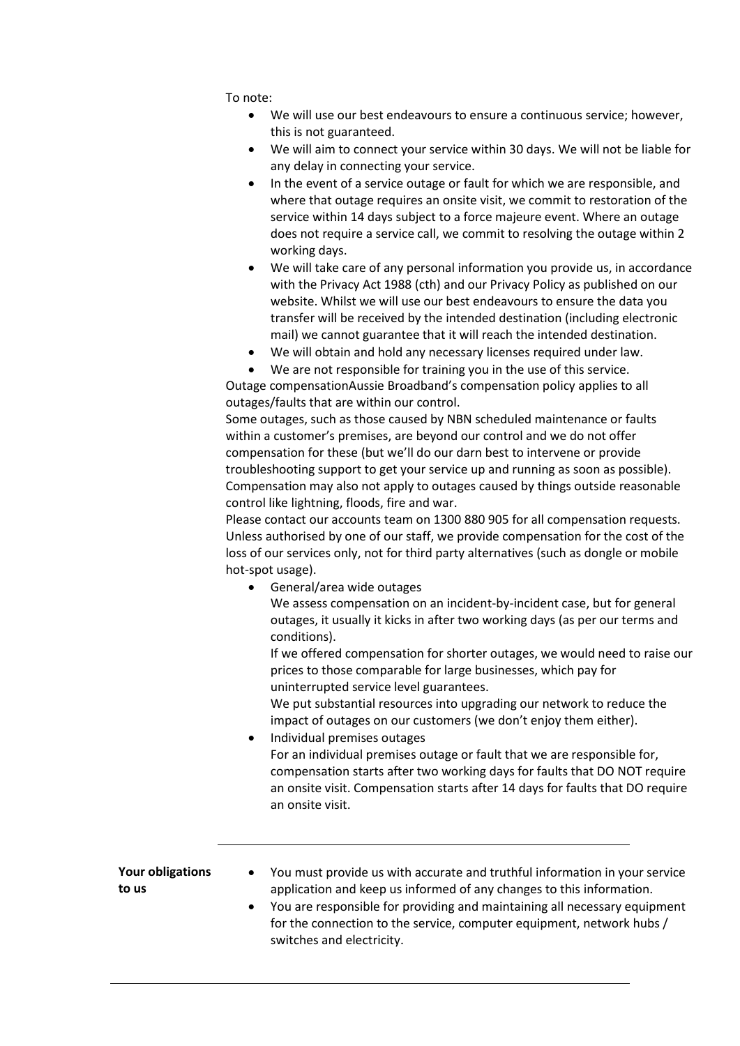To note:

- We will use our best endeavours to ensure a continuous service; however, this is not guaranteed.
- We will aim to connect your service within 30 days. We will not be liable for any delay in connecting your service.
- In the event of a service outage or fault for which we are responsible, and where that outage requires an onsite visit, we commit to restoration of the service within 14 days subject to a force majeure event. Where an outage does not require a service call, we commit to resolving the outage within 2 working days.
- We will take care of any personal information you provide us, in accordance with the Privacy Act 1988 (cth) and our Privacy Policy as published on our website. Whilst we will use our best endeavours to ensure the data you transfer will be received by the intended destination (including electronic mail) we cannot guarantee that it will reach the intended destination.
- We will obtain and hold any necessary licenses required under law.
- We are not responsible for training you in the use of this service.

Outage compensationAussie Broadband's compensation policy applies to all outages/faults that are within our control.

Some outages, such as those caused by NBN scheduled maintenance or faults within a customer's premises, are beyond our control and we do not offer compensation for these (but we'll do our darn best to intervene or provide troubleshooting support to get your service up and running as soon as possible). Compensation may also not apply to outages caused by things outside reasonable control like lightning, floods, fire and war.

Please contact our accounts team on 1300 880 905 for all compensation requests. Unless authorised by one of our staff, we provide compensation for the cost of the loss of our services only, not for third party alternatives (such as dongle or mobile hot-spot usage).

- General/area wide outages

  We assess compensation on an incident-by-incident case, but for general outages, it usually it kicks in after two working days (as per our terms and conditions).

  If we offered compensation for shorter outages, we would need to raise our prices to those comparable for large businesses, which pay for uninterrupted service level guarantees.

  We put substantial resources into upgrading our network to reduce the impact of outages on our customers (we don't enjoy them either).

- Individual premises outages

  For an individual premises outage or fault that we are responsible for, compensation starts after two working days for faults that DO NOT require an onsite visit. Compensation starts after 14 days for faults that DO require an onsite visit.

---

**Your obligations to us**

- You must provide us with accurate and truthful information in your service application and keep us informed of any changes to this information.
- You are responsible for providing and maintaining all necessary equipment for the connection to the service, computer equipment, network hubs / switches and electricity.

---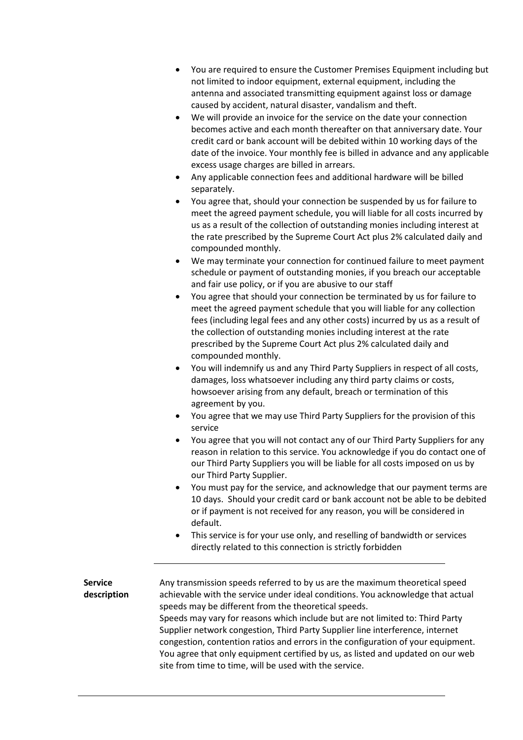- You are required to ensure the Customer Premises Equipment including but not limited to indoor equipment, external equipment, including the antenna and associated transmitting equipment against loss or damage caused by accident, natural disaster, vandalism and theft.
- We will provide an invoice for the service on the date your connection becomes active and each month thereafter on that anniversary date. Your credit card or bank account will be debited within 10 working days of the date of the invoice. Your monthly fee is billed in advance and any applicable excess usage charges are billed in arrears.
- Any applicable connection fees and additional hardware will be billed separately.
- You agree that, should your connection be suspended by us for failure to meet the agreed payment schedule, you will liable for all costs incurred by us as a result of the collection of outstanding monies including interest at the rate prescribed by the Supreme Court Act plus 2% calculated daily and compounded monthly.
- We may terminate your connection for continued failure to meet payment schedule or payment of outstanding monies, if you breach our acceptable and fair use policy, or if you are abusive to our staff
- You agree that should your connection be terminated by us for failure to meet the agreed payment schedule that you will liable for any collection fees (including legal fees and any other costs) incurred by us as a result of the collection of outstanding monies including interest at the rate prescribed by the Supreme Court Act plus 2% calculated daily and compounded monthly.
- You will indemnify us and any Third Party Suppliers in respect of all costs, damages, loss whatsoever including any third party claims or costs, howsoever arising from any default, breach or termination of this agreement by you.
- You agree that we may use Third Party Suppliers for the provision of this service
- You agree that you will not contact any of our Third Party Suppliers for any reason in relation to this service. You acknowledge if you do contact one of our Third Party Suppliers you will be liable for all costs imposed on us by our Third Party Supplier.
- You must pay for the service, and acknowledge that our payment terms are 10 days. Should your credit card or bank account not be able to be debited or if payment is not received for any reason, you will be considered in default.
- This service is for your use only, and reselling of bandwidth or services directly related to this connection is strictly forbidden

---

**Service description**

Any transmission speeds referred to by us are the maximum theoretical speed achievable with the service under ideal conditions. You acknowledge that actual speeds may be different from the theoretical speeds.
Speeds may vary for reasons which include but are not limited to: Third Party Supplier network congestion, Third Party Supplier line interference, internet congestion, contention ratios and errors in the configuration of your equipment. You agree that only equipment certified by us, as listed and updated on our web site from time to time, will be used with the service.

---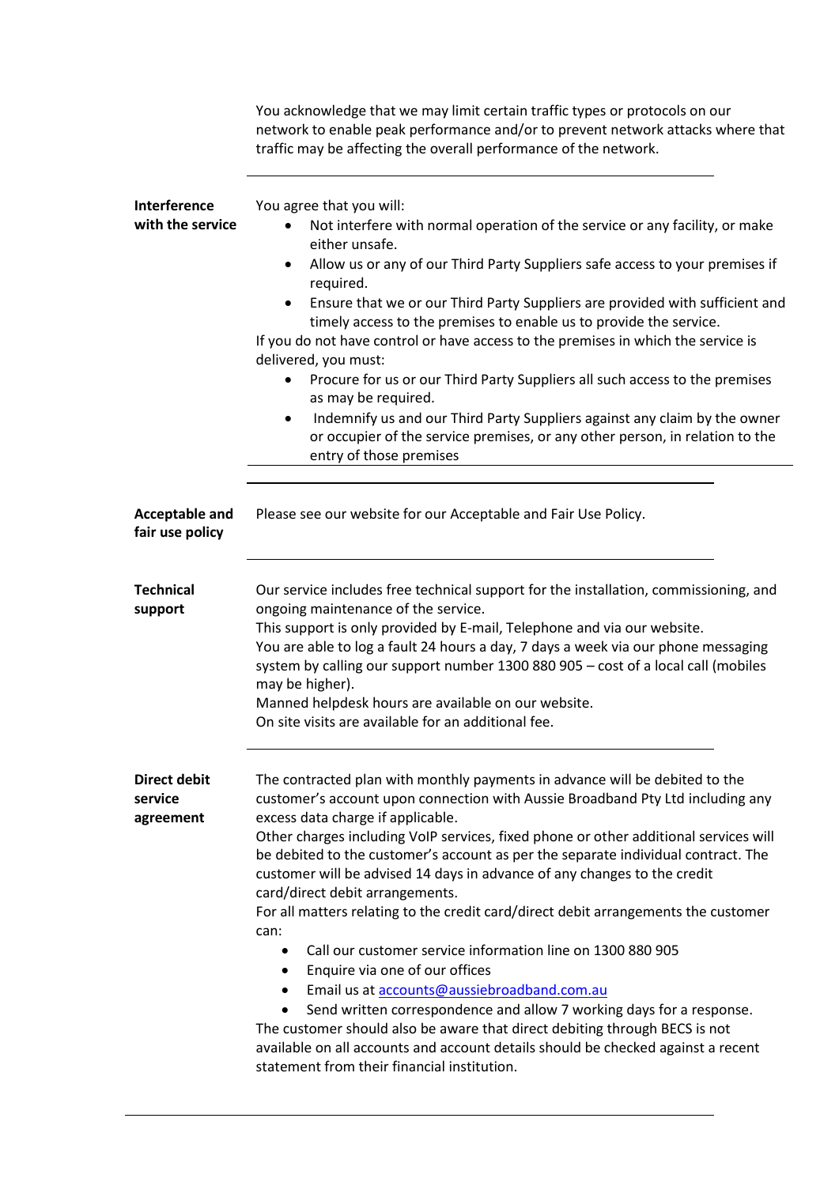You acknowledge that we may limit certain traffic types or protocols on our network to enable peak performance and/or to prevent network attacks where that traffic may be affecting the overall performance of the network.

---

**Interference with the service**

You agree that you will:

- Not interfere with normal operation of the service or any facility, or make either unsafe.
- Allow us or any of our Third Party Suppliers safe access to your premises if required.
- Ensure that we or our Third Party Suppliers are provided with sufficient and timely access to the premises to enable us to provide the service.

If you do not have control or have access to the premises in which the service is delivered, you must:

- Procure for us or our Third Party Suppliers all such access to the premises as may be required.
- Indemnify us and our Third Party Suppliers against any claim by the owner or occupier of the service premises, or any other person, in relation to the entry of those premises

---

**Acceptable and fair use policy**

Please see our website for our Acceptable and Fair Use Policy.

---

**Technical support**

Our service includes free technical support for the installation, commissioning, and ongoing maintenance of the service.
This support is only provided by E-mail, Telephone and via our website.
You are able to log a fault 24 hours a day, 7 days a week via our phone messaging system by calling our support number 1300 880 905 – cost of a local call (mobiles may be higher).
Manned helpdesk hours are available on our website.
On site visits are available for an additional fee.

---

**Direct debit service agreement**

The contracted plan with monthly payments in advance will be debited to the customer's account upon connection with Aussie Broadband Pty Ltd including any excess data charge if applicable.
Other charges including VoIP services, fixed phone or other additional services will be debited to the customer's account as per the separate individual contract. The customer will be advised 14 days in advance of any changes to the credit card/direct debit arrangements.
For all matters relating to the credit card/direct debit arrangements the customer can:

- Call our customer service information line on 1300 880 905
- Enquire via one of our offices
- Email us at accounts@aussiebroadband.com.au
- Send written correspondence and allow 7 working days for a response.

The customer should also be aware that direct debiting through BECS is not available on all accounts and account details should be checked against a recent statement from their financial institution.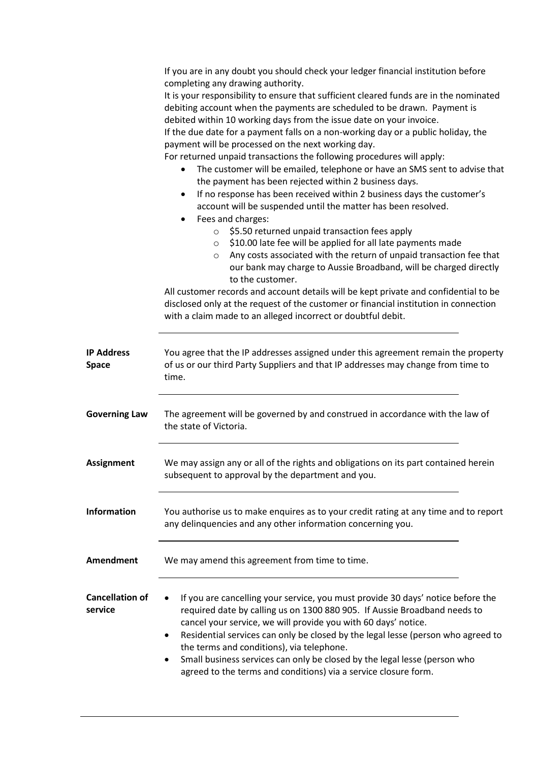If you are in any doubt you should check your ledger financial institution before completing any drawing authority.

It is your responsibility to ensure that sufficient cleared funds are in the nominated debiting account when the payments are scheduled to be drawn. Payment is debited within 10 working days from the issue date on your invoice.

If the due date for a payment falls on a non-working day or a public holiday, the payment will be processed on the next working day.

For returned unpaid transactions the following procedures will apply:

- The customer will be emailed, telephone or have an SMS sent to advise that the payment has been rejected within 2 business days.
- If no response has been received within 2 business days the customer's account will be suspended until the matter has been resolved.
- Fees and charges:
  - $5.50 returned unpaid transaction fees apply
  - $10.00 late fee will be applied for all late payments made
  - Any costs associated with the return of unpaid transaction fee that our bank may charge to Aussie Broadband, will be charged directly to the customer.

All customer records and account details will be kept private and confidential to be disclosed only at the request of the customer or financial institution in connection with a claim made to an alleged incorrect or doubtful debit.

---

**IP Address Space**

You agree that the IP addresses assigned under this agreement remain the property of us or our third Party Suppliers and that IP addresses may change from time to time.

---

**Governing Law**

The agreement will be governed by and construed in accordance with the law of the state of Victoria.

---

**Assignment**

We may assign any or all of the rights and obligations on its part contained herein subsequent to approval by the department and you.

---

**Information**

You authorise us to make enquires as to your credit rating at any time and to report any delinquencies and any other information concerning you.

---

**Amendment**

We may amend this agreement from time to time.

---

**Cancellation of service**

- If you are cancelling your service, you must provide 30 days' notice before the required date by calling us on 1300 880 905. If Aussie Broadband needs to cancel your service, we will provide you with 60 days' notice.
- Residential services can only be closed by the legal lesse (person who agreed to the terms and conditions), via telephone.
- Small business services can only be closed by the legal lesse (person who agreed to the terms and conditions) via a service closure form.

---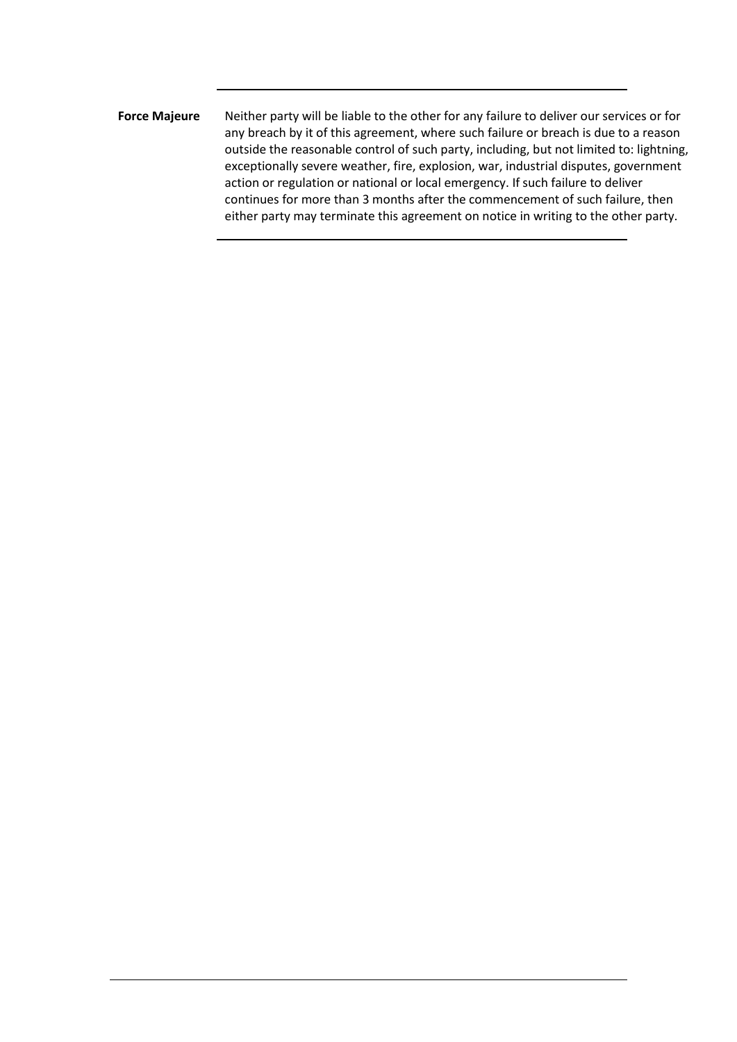**Force Majeure**

Neither party will be liable to the other for any failure to deliver our services or for any breach by it of this agreement, where such failure or breach is due to a reason outside the reasonable control of such party, including, but not limited to: lightning, exceptionally severe weather, fire, explosion, war, industrial disputes, government action or regulation or national or local emergency. If such failure to deliver continues for more than 3 months after the commencement of such failure, then either party may terminate this agreement on notice in writing to the other party.